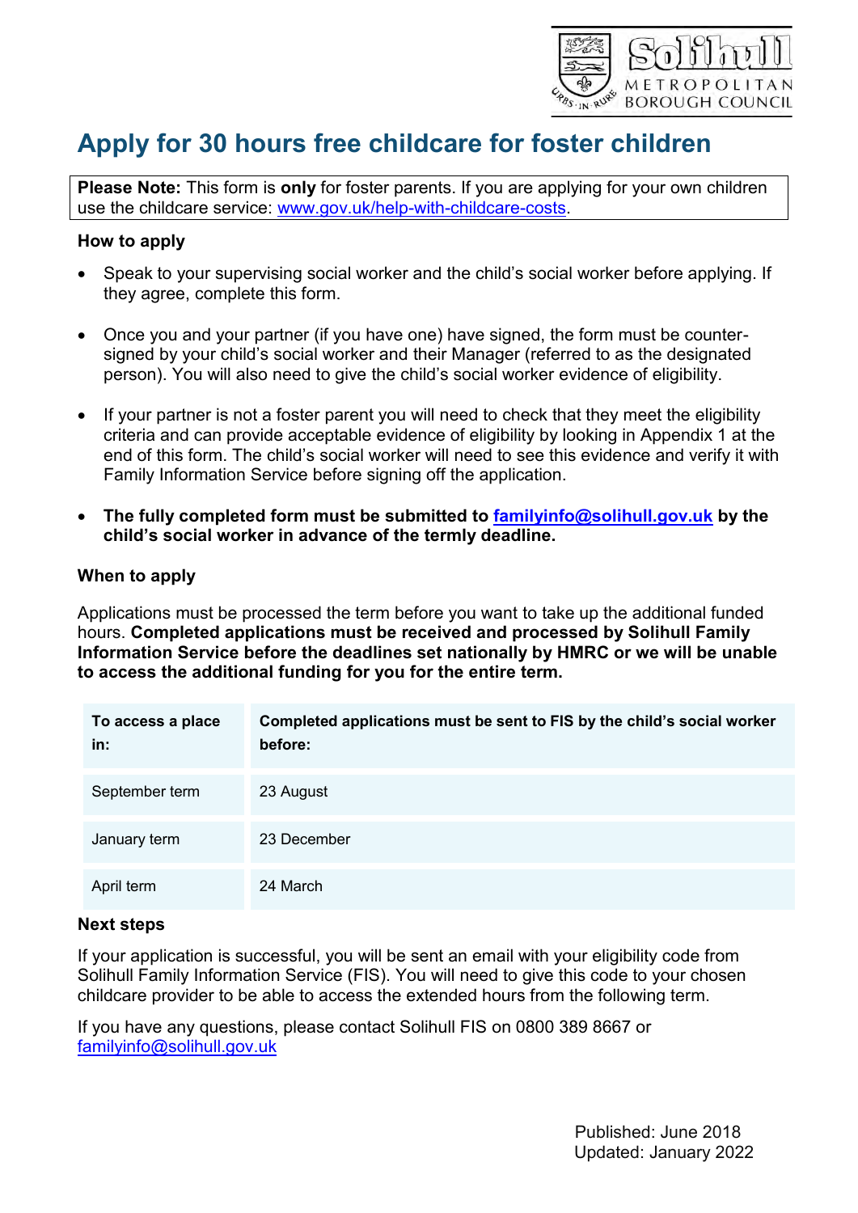# Apply for 30 hours free childcare for foster children

**Please Note:** This form is **only** for foster parents. If you are applying for your own children use the childcare service: www.gov.uk/help-with-childcare-costs.

### How to apply

- Speak to your supervising social worker and the child's social worker before applying. If they agree, complete this form.
- Once you and your partner (if you have one) have signed, the form must be counter-signed by your child's social worker and their Manager (referred to as the designated person). You will also need to give the child's social worker evidence of eligibility.
- If your partner is not a foster parent you will need to check that they meet the eligibility criteria and can provide acceptable evidence of eligibility by looking in Appendix 1 at the end of this form. The child's social worker will need to see this evidence and verify it with Family Information Service before signing off the application.
- **The fully completed form must be submitted to familyinfo@solihull.gov.uk by the child's social worker in advance of the termly deadline.**

### When to apply

Applications must be processed the term before you want to take up the additional funded hours. **Completed applications must be received and processed by Solihull Family Information Service before the deadlines set nationally by HMRC or we will be unable to access the additional funding for you for the entire term.**

| To access a place in: | Completed applications must be sent to FIS by the child's social worker before: |
|---|---|
| September term | 23 August |
| January term | 23 December |
| April term | 24 March |

### Next steps

If your application is successful, you will be sent an email with your eligibility code from Solihull Family Information Service (FIS). You will need to give this code to your chosen childcare provider to be able to access the extended hours from the following term.

If you have any questions, please contact Solihull FIS on 0800 389 8667 or familyinfo@solihull.gov.uk

Published: June 2018
Updated: January 2022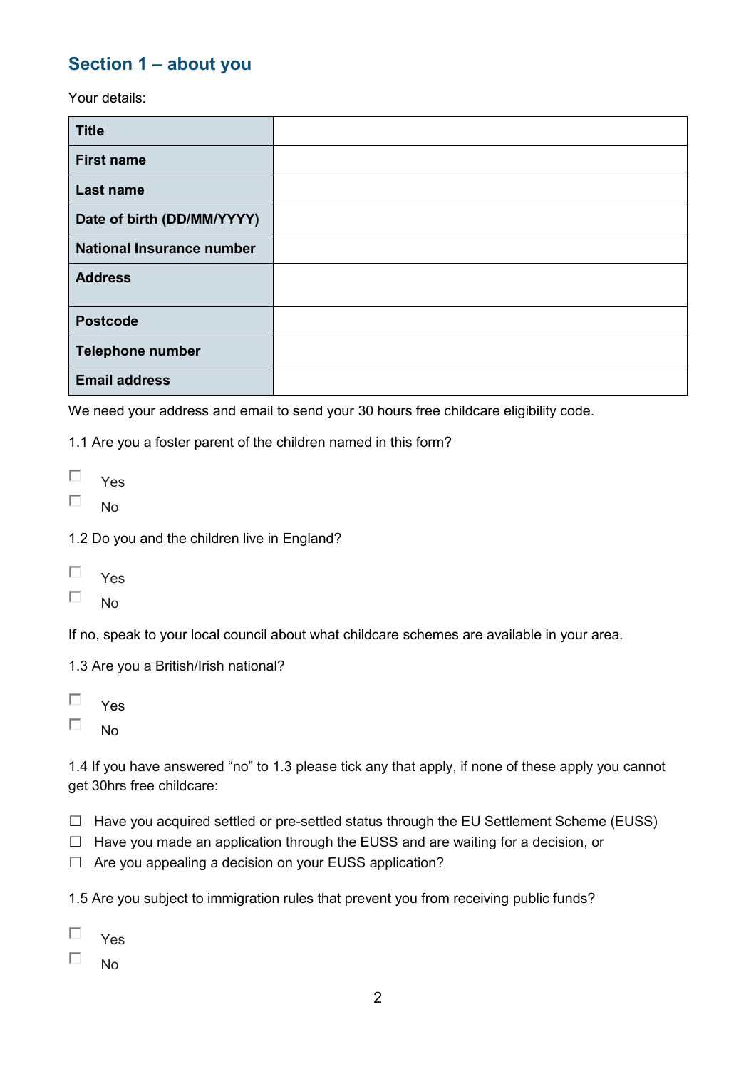## Section 1 – about you

Your details:

| Title | |
|---|---|
| First name | |
| Last name | |
| Date of birth (DD/MM/YYYY) | |
| National Insurance number | |
| Address | |
| Postcode | |
| Telephone number | |
| Email address | |

We need your address and email to send your 30 hours free childcare eligibility code.

1.1 Are you a foster parent of the children named in this form?

☐ Yes
☐ No

1.2 Do you and the children live in England?

☐ Yes
☐ No

If no, speak to your local council about what childcare schemes are available in your area.

1.3 Are you a British/Irish national?

☐ Yes
☐ No

1.4 If you have answered "no" to 1.3 please tick any that apply, if none of these apply you cannot get 30hrs free childcare:

☐ Have you acquired settled or pre-settled status through the EU Settlement Scheme (EUSS)
☐ Have you made an application through the EUSS and are waiting for a decision, or
☐ Are you appealing a decision on your EUSS application?

1.5 Are you subject to immigration rules that prevent you from receiving public funds?

☐ Yes
☐ No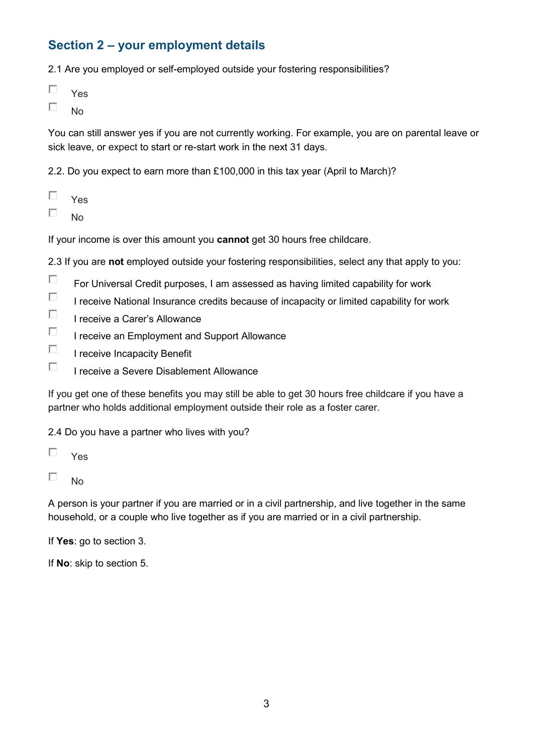## Section 2 – your employment details

2.1 Are you employed or self-employed outside your fostering responsibilities?

- ☐ Yes
- ☐ No

You can still answer yes if you are not currently working. For example, you are on parental leave or sick leave, or expect to start or re-start work in the next 31 days.

2.2. Do you expect to earn more than £100,000 in this tax year (April to March)?

- ☐ Yes
- ☐ No

If your income is over this amount you **cannot** get 30 hours free childcare.

2.3 If you are **not** employed outside your fostering responsibilities, select any that apply to you:

- ☐ For Universal Credit purposes, I am assessed as having limited capability for work
- ☐ I receive National Insurance credits because of incapacity or limited capability for work
- ☐ I receive a Carer's Allowance
- ☐ I receive an Employment and Support Allowance
- ☐ I receive Incapacity Benefit
- ☐ I receive a Severe Disablement Allowance

If you get one of these benefits you may still be able to get 30 hours free childcare if you have a partner who holds additional employment outside their role as a foster carer.

2.4 Do you have a partner who lives with you?

- ☐ Yes
- ☐ No

A person is your partner if you are married or in a civil partnership, and live together in the same household, or a couple who live together as if you are married or in a civil partnership.

If **Yes**: go to section 3.

If **No**: skip to section 5.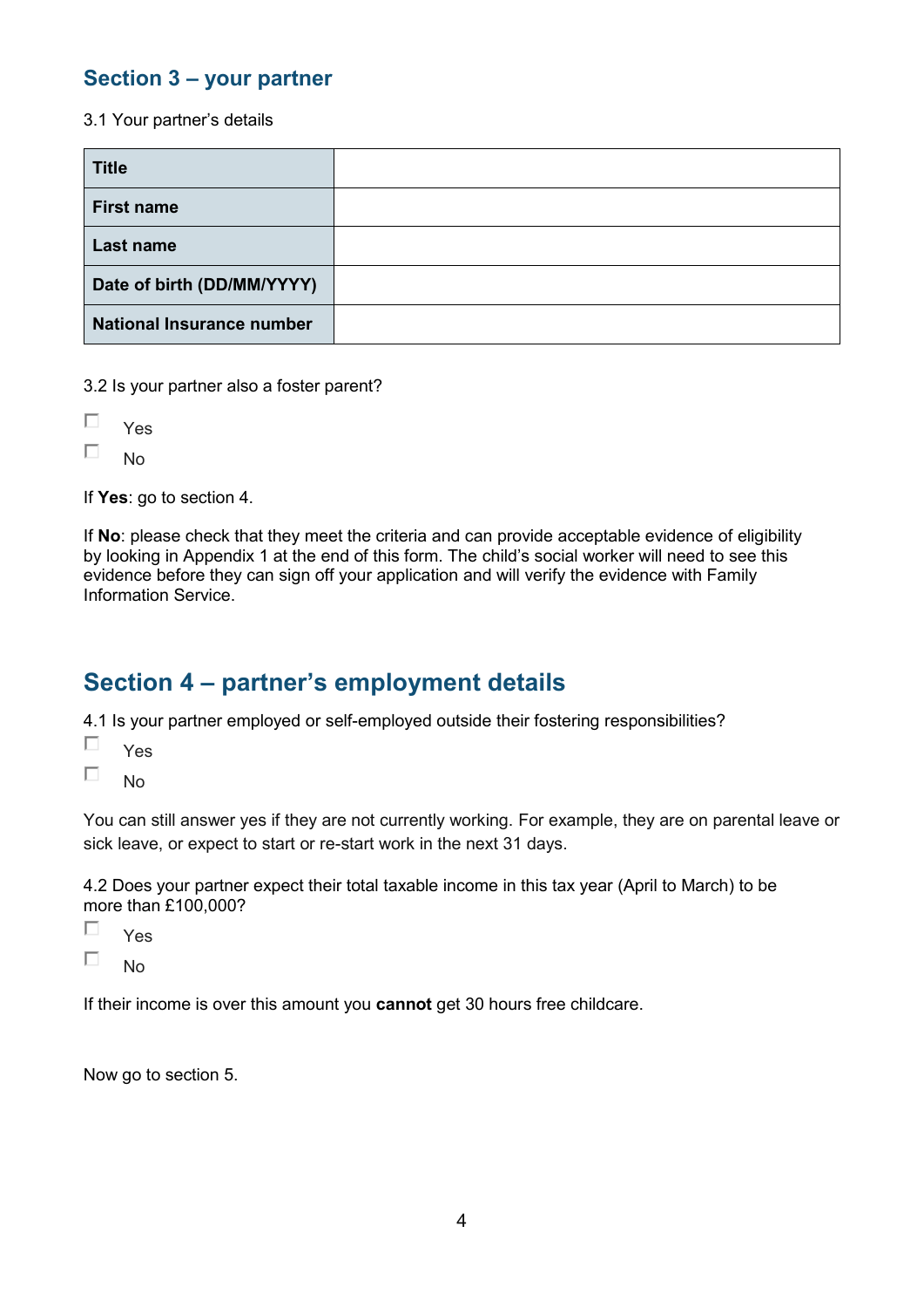## Section 3 – your partner

3.1 Your partner's details

| **Title** | |
|---|---|
| **First name** | |
| **Last name** | |
| **Date of birth (DD/MM/YYYY)** | |
| **National Insurance number** | |

3.2 Is your partner also a foster parent?

- ☐ Yes
- ☐ No

If **Yes**: go to section 4.

If **No**: please check that they meet the criteria and can provide acceptable evidence of eligibility by looking in Appendix 1 at the end of this form. The child's social worker will need to see this evidence before they can sign off your application and will verify the evidence with Family Information Service.

## Section 4 – partner's employment details

4.1 Is your partner employed or self-employed outside their fostering responsibilities?

- ☐ Yes
- ☐ No

You can still answer yes if they are not currently working. For example, they are on parental leave or sick leave, or expect to start or re-start work in the next 31 days.

4.2 Does your partner expect their total taxable income in this tax year (April to March) to be more than £100,000?

- ☐ Yes
- ☐ No

If their income is over this amount you **cannot** get 30 hours free childcare.

Now go to section 5.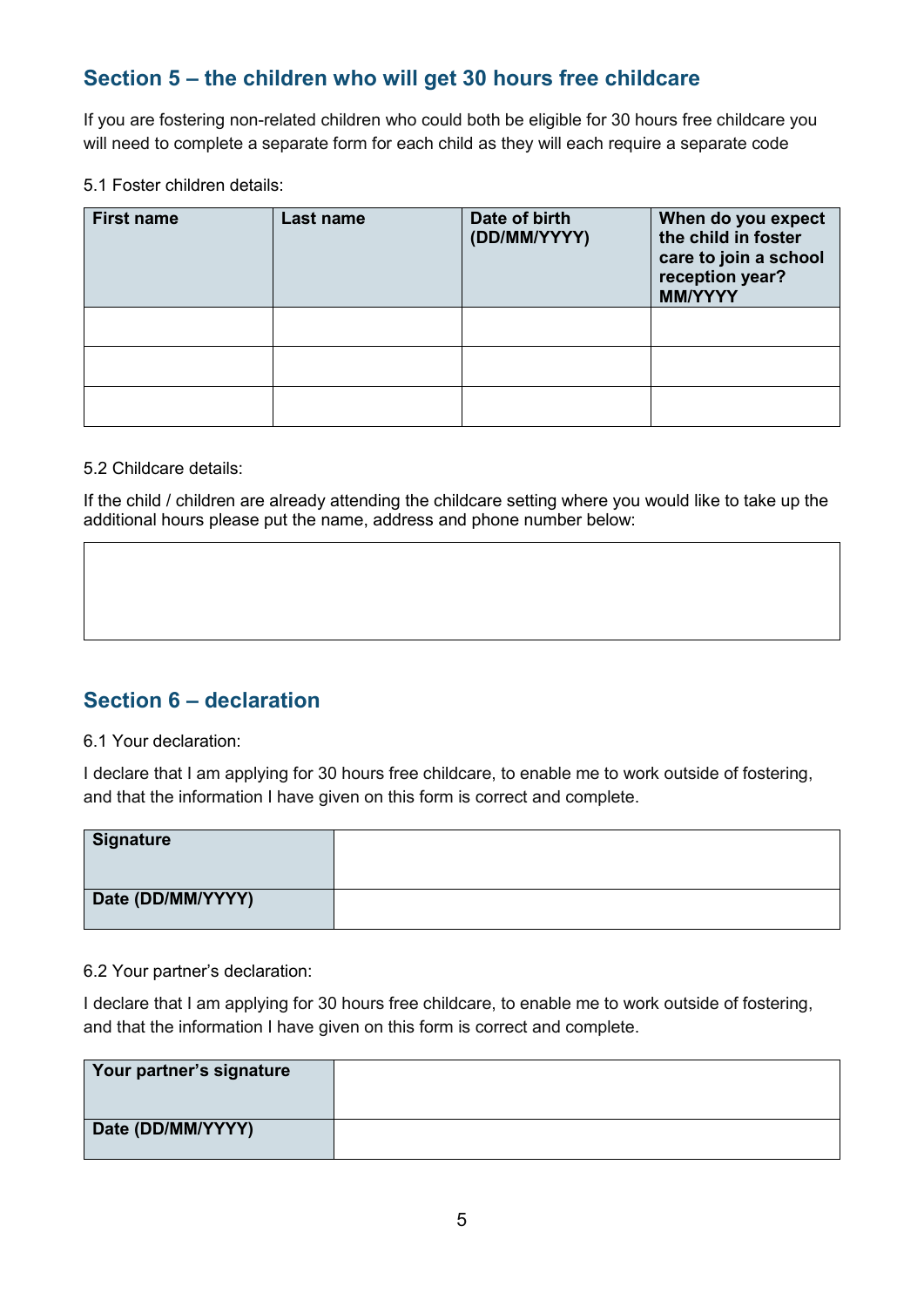## Section 5 – the children who will get 30 hours free childcare

If you are fostering non-related children who could both be eligible for 30 hours free childcare you will need to complete a separate form for each child as they will each require a separate code

5.1 Foster children details:

| First name | Last name | Date of birth (DD/MM/YYYY) | When do you expect the child in foster care to join a school reception year? MM/YYYY |
|---|---|---|---|
| | | | |
| | | | |
| | | | |

5.2 Childcare details:

If the child / children are already attending the childcare setting where you would like to take up the additional hours please put the name, address and phone number below:

| |
|---|
| |

## Section 6 – declaration

6.1 Your declaration:

I declare that I am applying for 30 hours free childcare, to enable me to work outside of fostering, and that the information I have given on this form is correct and complete.

| Signature | |
|---|---|
| Date (DD/MM/YYYY) | |

6.2 Your partner's declaration:

I declare that I am applying for 30 hours free childcare, to enable me to work outside of fostering, and that the information I have given on this form is correct and complete.

| Your partner's signature | |
|---|---|
| Date (DD/MM/YYYY) | |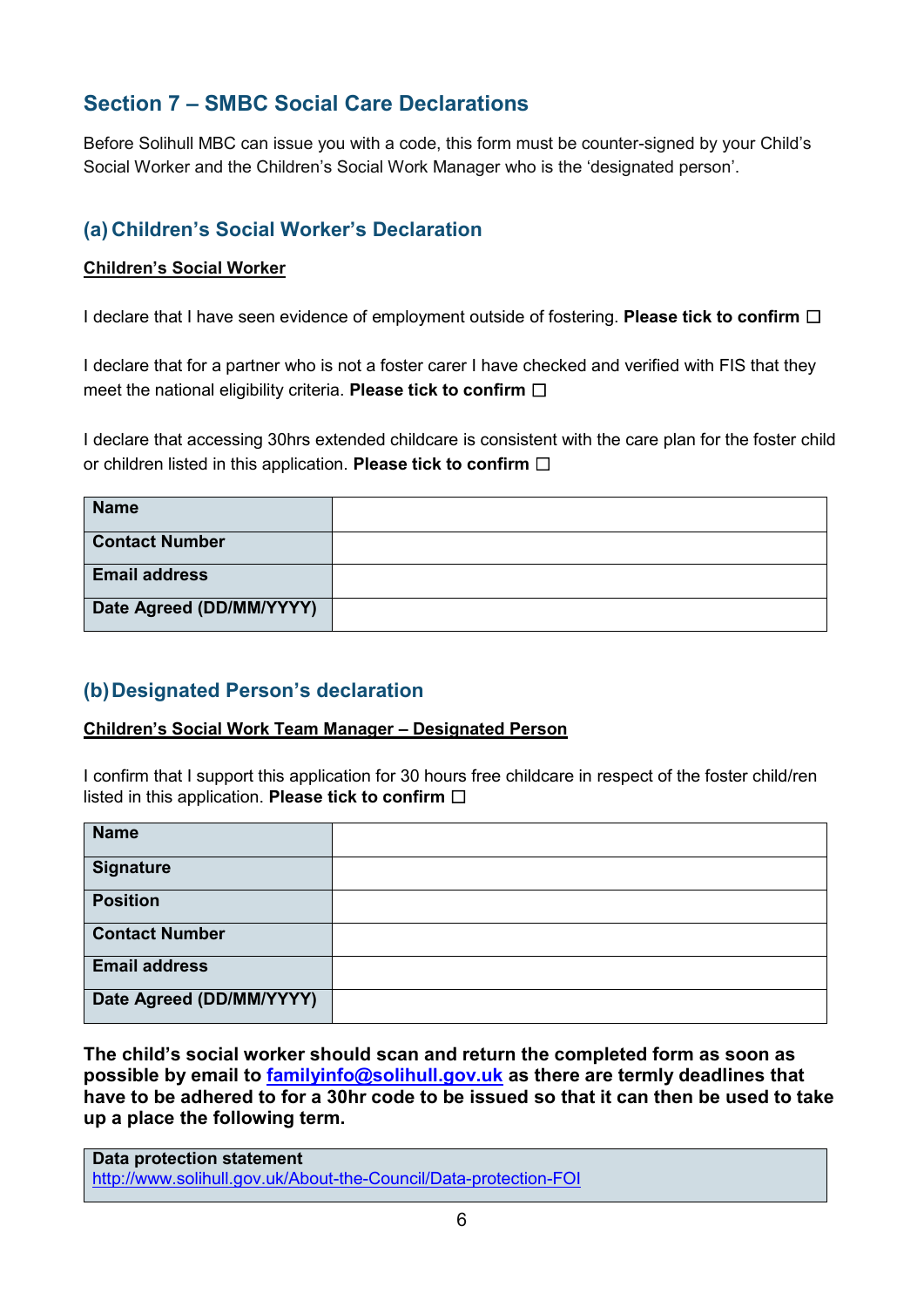## Section 7 – SMBC Social Care Declarations

Before Solihull MBC can issue you with a code, this form must be counter-signed by your Child's Social Worker and the Children's Social Work Manager who is the 'designated person'.

### (a) Children's Social Worker's Declaration

**Children's Social Worker**

I declare that I have seen evidence of employment outside of fostering. **Please tick to confirm** ☐

I declare that for a partner who is not a foster carer I have checked and verified with FIS that they meet the national eligibility criteria. **Please tick to confirm** ☐

I declare that accessing 30hrs extended childcare is consistent with the care plan for the foster child or children listed in this application. **Please tick to confirm** ☐

| **Name** | |
|---|---|
| **Contact Number** | |
| **Email address** | |
| **Date Agreed (DD/MM/YYYY)** | |

### (b) Designated Person's declaration

**Children's Social Work Team Manager – Designated Person**

I confirm that I support this application for 30 hours free childcare in respect of the foster child/ren listed in this application. **Please tick to confirm** ☐

| **Name** | |
|---|---|
| **Signature** | |
| **Position** | |
| **Contact Number** | |
| **Email address** | |
| **Date Agreed (DD/MM/YYYY)** | |

**The child's social worker should scan and return the completed form as soon as possible by email to familyinfo@solihull.gov.uk as there are termly deadlines that have to be adhered to for a 30hr code to be issued so that it can then be used to take up a place the following term.**

**Data protection statement**
http://www.solihull.gov.uk/About-the-Council/Data-protection-FOI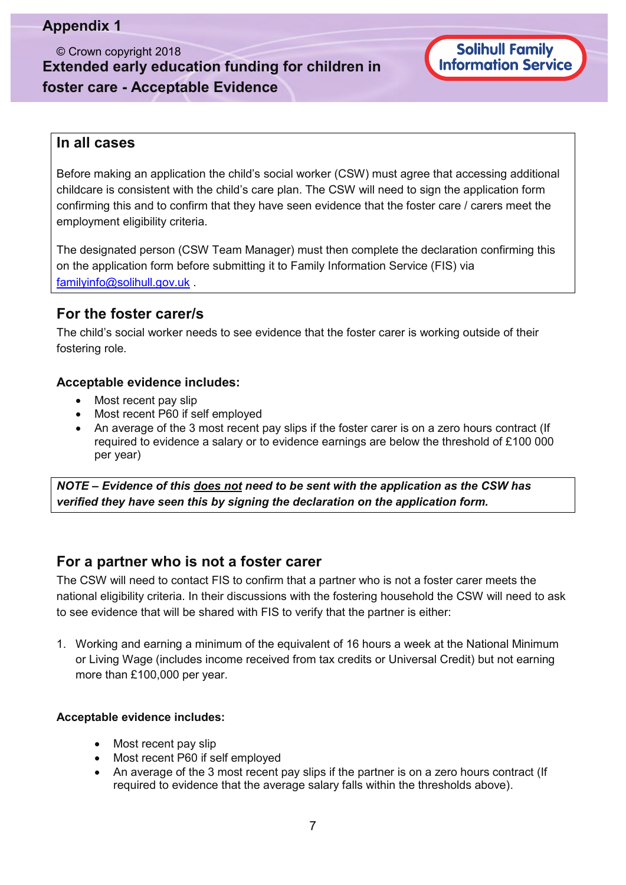# Appendix 1

© Crown copyright 2018

**Extended early education funding for children in foster care - Acceptable Evidence**

Solihull Family Information Service

## In all cases

Before making an application the child's social worker (CSW) must agree that accessing additional childcare is consistent with the child's care plan. The CSW will need to sign the application form confirming this and to confirm that they have seen evidence that the foster care / carers meet the employment eligibility criteria.

The designated person (CSW Team Manager) must then complete the declaration confirming this on the application form before submitting it to Family Information Service (FIS) via familyinfo@solihull.gov.uk .

## For the foster carer/s

The child's social worker needs to see evidence that the foster carer is working outside of their fostering role.

### Acceptable evidence includes:

- Most recent pay slip
- Most recent P60 if self employed
- An average of the 3 most recent pay slips if the foster carer is on a zero hours contract (If required to evidence a salary or to evidence earnings are below the threshold of £100 000 per year)

***NOTE – Evidence of this does not need to be sent with the application as the CSW has verified they have seen this by signing the declaration on the application form.***

## For a partner who is not a foster carer

The CSW will need to contact FIS to confirm that a partner who is not a foster carer meets the national eligibility criteria. In their discussions with the fostering household the CSW will need to ask to see evidence that will be shared with FIS to verify that the partner is either:

1. Working and earning a minimum of the equivalent of 16 hours a week at the National Minimum or Living Wage (includes income received from tax credits or Universal Credit) but not earning more than £100,000 per year.

### Acceptable evidence includes:

- Most recent pay slip
- Most recent P60 if self employed
- An average of the 3 most recent pay slips if the partner is on a zero hours contract (If required to evidence that the average salary falls within the thresholds above).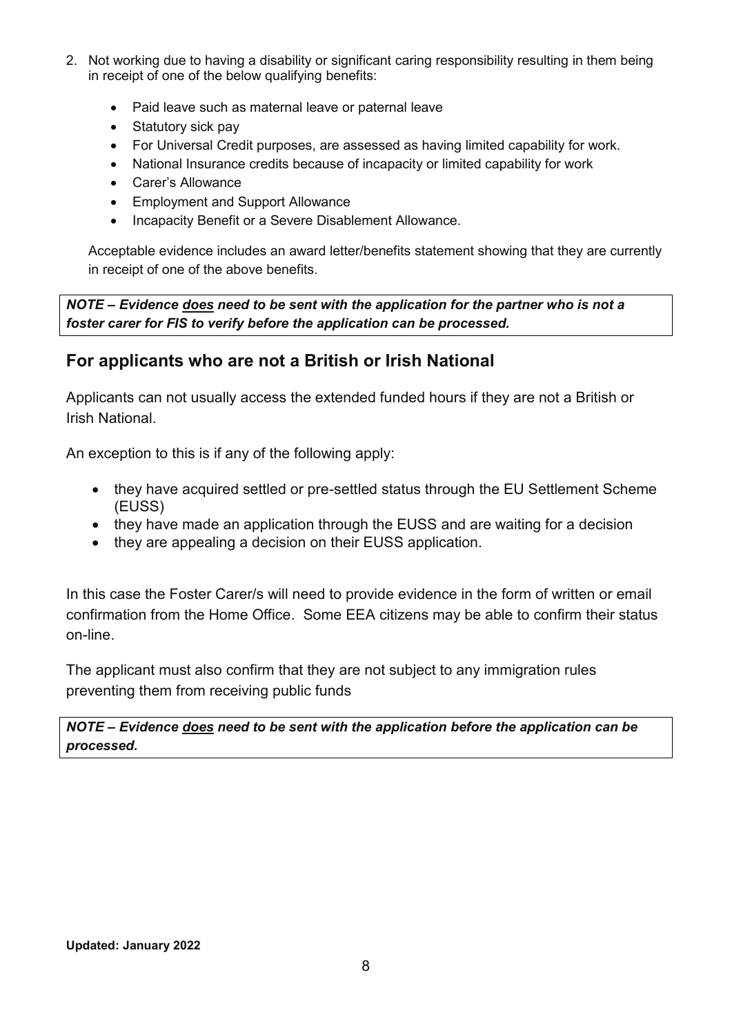2. Not working due to having a disability or significant caring responsibility resulting in them being in receipt of one of the below qualifying benefits:

   - Paid leave such as maternal leave or paternal leave
   - Statutory sick pay
   - For Universal Credit purposes, are assessed as having limited capability for work.
   - National Insurance credits because of incapacity or limited capability for work
   - Carer's Allowance
   - Employment and Support Allowance
   - Incapacity Benefit or a Severe Disablement Allowance.

   Acceptable evidence includes an award letter/benefits statement showing that they are currently in receipt of one of the above benefits.

***NOTE – Evidence <u>does</u> need to be sent with the application for the partner who is not a foster carer for FIS to verify before the application can be processed.***

## For applicants who are not a British or Irish National

Applicants can not usually access the extended funded hours if they are not a British or Irish National.

An exception to this is if any of the following apply:

- they have acquired settled or pre-settled status through the EU Settlement Scheme (EUSS)
- they have made an application through the EUSS and are waiting for a decision
- they are appealing a decision on their EUSS application.

In this case the Foster Carer/s will need to provide evidence in the form of written or email confirmation from the Home Office. Some EEA citizens may be able to confirm their status on-line.

The applicant must also confirm that they are not subject to any immigration rules preventing them from receiving public funds

***NOTE – Evidence <u>does</u> need to be sent with the application before the application can be processed.***

**Updated: January 2022**